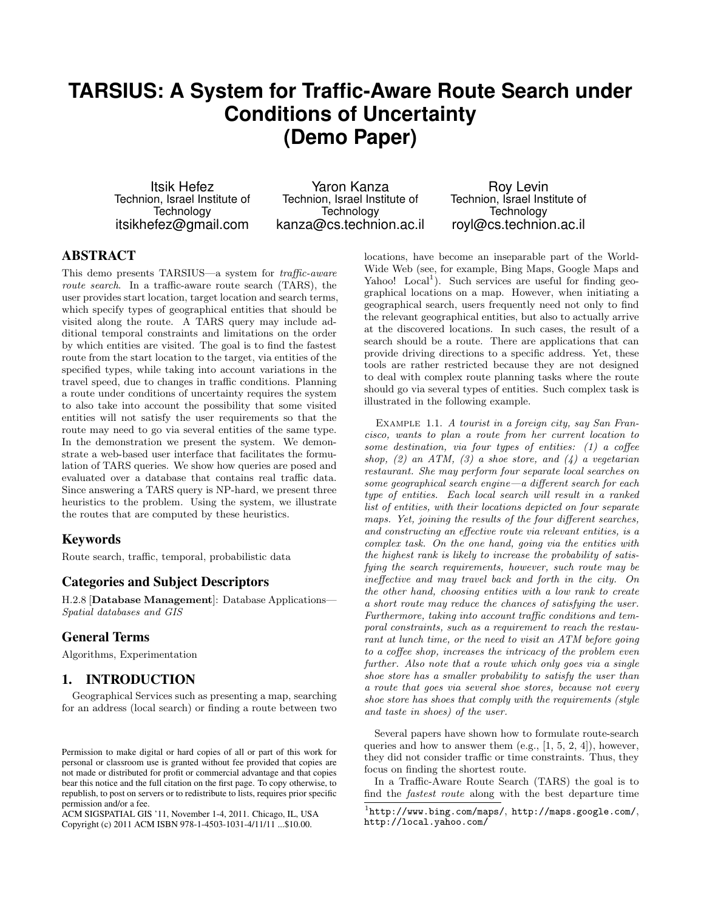# TARSIUS: A System for Traffic-Aware Route Search under Conditions of Uncertainty (Demo Paper)

Itsik Hefez
Technion, Israel Institute of Technology
itsikhefez@gmail.com

Yaron Kanza
Technion, Israel Institute of Technology
kanza@cs.technion.ac.il

Roy Levin
Technion, Israel Institute of Technology
royl@cs.technion.ac.il

## ABSTRACT

This demo presents TARSIUS—a system for *traffic-aware route search*. In a traffic-aware route search (TARS), the user provides start location, target location and search terms, which specify types of geographical entities that should be visited along the route. A TARS query may include additional temporal constraints and limitations on the order by which entities are visited. The goal is to find the fastest route from the start location to the target, via entities of the specified types, while taking into account variations in the travel speed, due to changes in traffic conditions. Planning a route under conditions of uncertainty requires the system to also take into account the possibility that some visited entities will not satisfy the user requirements so that the route may need to go via several entities of the same type. In the demonstration we present the system. We demonstrate a web-based user interface that facilitates the formulation of TARS queries. We show how queries are posed and evaluated over a database that contains real traffic data. Since answering a TARS query is NP-hard, we present three heuristics to the problem. Using the system, we illustrate the routes that are computed by these heuristics.

### Keywords

Route search, traffic, temporal, probabilistic data

### Categories and Subject Descriptors

H.2.8 [**Database Management**]: Database Applications—*Spatial databases and GIS*

### General Terms

Algorithms, Experimentation

## 1. INTRODUCTION

Geographical Services such as presenting a map, searching for an address (local search) or finding a route between two locations, have become an inseparable part of the World-Wide Web (see, for example, Bing Maps, Google Maps and Yahoo! Local[1]). Such services are useful for finding geographical locations on a map. However, when initiating a geographical search, users frequently need not only to find the relevant geographical entities, but also to actually arrive at the discovered locations. In such cases, the result of a search should be a route. There are applications that can provide driving directions to a specific address. Yet, these tools are rather restricted because they are not designed to deal with complex route planning tasks where the route should go via several types of entities. Such complex task is illustrated in the following example.

EXAMPLE 1.1. *A tourist in a foreign city, say San Francisco, wants to plan a route from her current location to some destination, via four types of entities: (1) a coffee shop, (2) an ATM, (3) a shoe store, and (4) a vegetarian restaurant. She may perform four separate local searches on some geographical search engine—a different search for each type of entities. Each local search will result in a ranked list of entities, with their locations depicted on four separate maps. Yet, joining the results of the four different searches, and constructing an effective route via relevant entities, is a complex task. On the one hand, going via the entities with the highest rank is likely to increase the probability of satisfying the search requirements, however, such route may be ineffective and may travel back and forth in the city. On the other hand, choosing entities with a low rank to create a short route may reduce the chances of satisfying the user. Furthermore, taking into account traffic conditions and temporal constraints, such as a requirement to reach the restaurant at lunch time, or the need to visit an ATM before going to a coffee shop, increases the intricacy of the problem even further. Also note that a route which only goes via a single shoe store has a smaller probability to satisfy the user than a route that goes via several shoe stores, because not every shoe store has shoes that comply with the requirements (style and taste in shoes) of the user.*

Several papers have shown how to formulate route-search queries and how to answer them (e.g., [1, 5, 2, 4]), however, they did not consider traffic or time constraints. Thus, they focus on finding the shortest route.

In a Traffic-Aware Route Search (TARS) the goal is to find the *fastest route* along with the best departure time

Permission to make digital or hard copies of all or part of this work for personal or classroom use is granted without fee provided that copies are not made or distributed for profit or commercial advantage and that copies bear this notice and the full citation on the first page. To copy otherwise, to republish, to post on servers or to redistribute to lists, requires prior specific permission and/or a fee.
ACM SIGSPATIAL GIS '11, November 1-4, 2011. Chicago, IL, USA
Copyright (c) 2011 ACM ISBN 978-1-4503-1031-4/11/11 ...$10.00.

[1] http://www.bing.com/maps/, http://maps.google.com/, http://local.yahoo.com/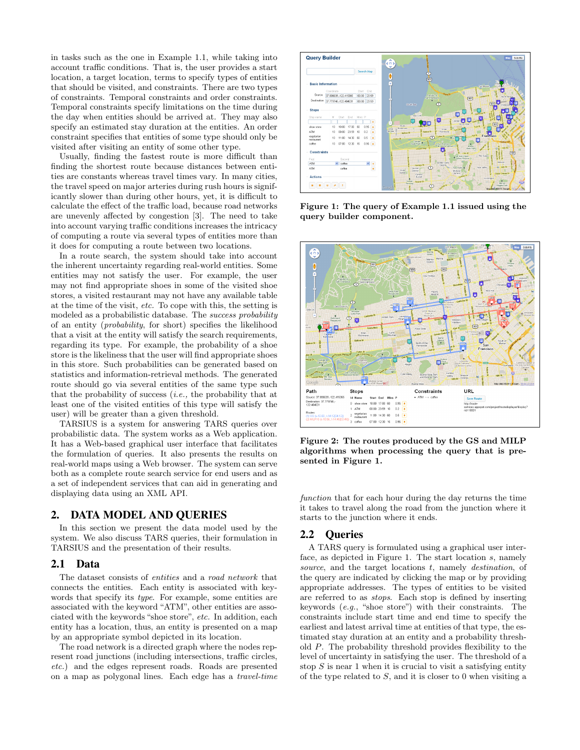in tasks such as the one in Example 1.1, while taking into account traffic conditions. That is, the user provides a start location, a target location, terms to specify types of entities that should be visited, and constraints. There are two types of constraints. Temporal constraints and order constraints. Temporal constraints specify limitations on the time during the day when entities should be arrived at. They may also specify an estimated stay duration at the entities. An order constraint specifies that entities of some type should only be visited after visiting an entity of some other type.

Usually, finding the fastest route is more difficult than finding the shortest route because distances between entities are constants whereas travel times vary. In many cities, the travel speed on major arteries during rush hours is significantly slower than during other hours, yet, it is difficult to calculate the effect of the traffic load, because road networks are unevenly affected by congestion [3]. The need to take into account varying traffic conditions increases the intricacy of computing a route via several types of entities more than it does for computing a route between two locations.

In a route search, the system should take into account the inherent uncertainty regarding real-world entities. Some entities may not satisfy the user. For example, the user may not find appropriate shoes in some of the visited shoe stores, a visited restaurant may not have any available table at the time of the visit, *etc.* To cope with this, the setting is modeled as a probabilistic database. The *success probability* of an entity (*probability*, for short) specifies the likelihood that a visit at the entity will satisfy the search requirements, regarding its type. For example, the probability of a shoe store is the likeliness that the user will find appropriate shoes in this store. Such probabilities can be generated based on statistics and information-retrieval methods. The generated route should go via several entities of the same type such that the probability of success (*i.e.,* the probability that at least one of the visited entities of this type will satisfy the user) will be greater than a given threshold.

TARSIUS is a system for answering TARS queries over probabilistic data. The system works as a Web application. It has a Web-based graphical user interface that facilitates the formulation of queries. It also presents the results on real-world maps using a Web browser. The system can serve both as a complete route search service for end users and as a set of independent services that can aid in generating and displaying data using an XML API.

## 2. DATA MODEL AND QUERIES

In this section we present the data model used by the system. We also discuss TARS queries, their formulation in TARSIUS and the presentation of their results.

### 2.1 Data

The dataset consists of *entities* and a *road network* that connects the entities. Each entity is associated with keywords that specify its *type*. For example, some entities are associated with the keyword "ATM", other entities are associated with the keywords "shoe store", *etc.* In addition, each entity has a location, thus, an entity is presented on a map by an appropriate symbol depicted in its location.

The road network is a directed graph where the nodes represent road junctions (including intersections, traffic circles, *etc.*) and the edges represent roads. Roads are presented on a map as polygonal lines. Each edge has a *travel-time function* that for each hour during the day returns the time it takes to travel along the road from the junction where it starts to the junction where it ends.

**Figure 1: The query of Example 1.1 issued using the query builder component.**

**Figure 2: The routes produced by the GS and MILP algorithms when processing the query that is presented in Figure 1.**

### 2.2 Queries

A TARS query is formulated using a graphical user interface, as depicted in Figure 1. The start location $s$, namely *source*, and the target locations $t$, namely *destination*, of the query are indicated by clicking the map or by providing appropriate addresses. The types of entities to be visited are referred to as *stops*. Each stop is defined by inserting keywords (*e.g.,* "shoe store") with their constraints. The constraints include start time and end time to specify the earliest and latest arrival time at entities of that type, the estimated stay duration at an entity and a probability threshold $P$. The probability threshold provides flexibility to the level of uncertainty in satisfying the user. The threshold of a stop $S$ is near 1 when it is crucial to visit a satisfying entity of the type related to $S$, and it is closer to 0 when visiting a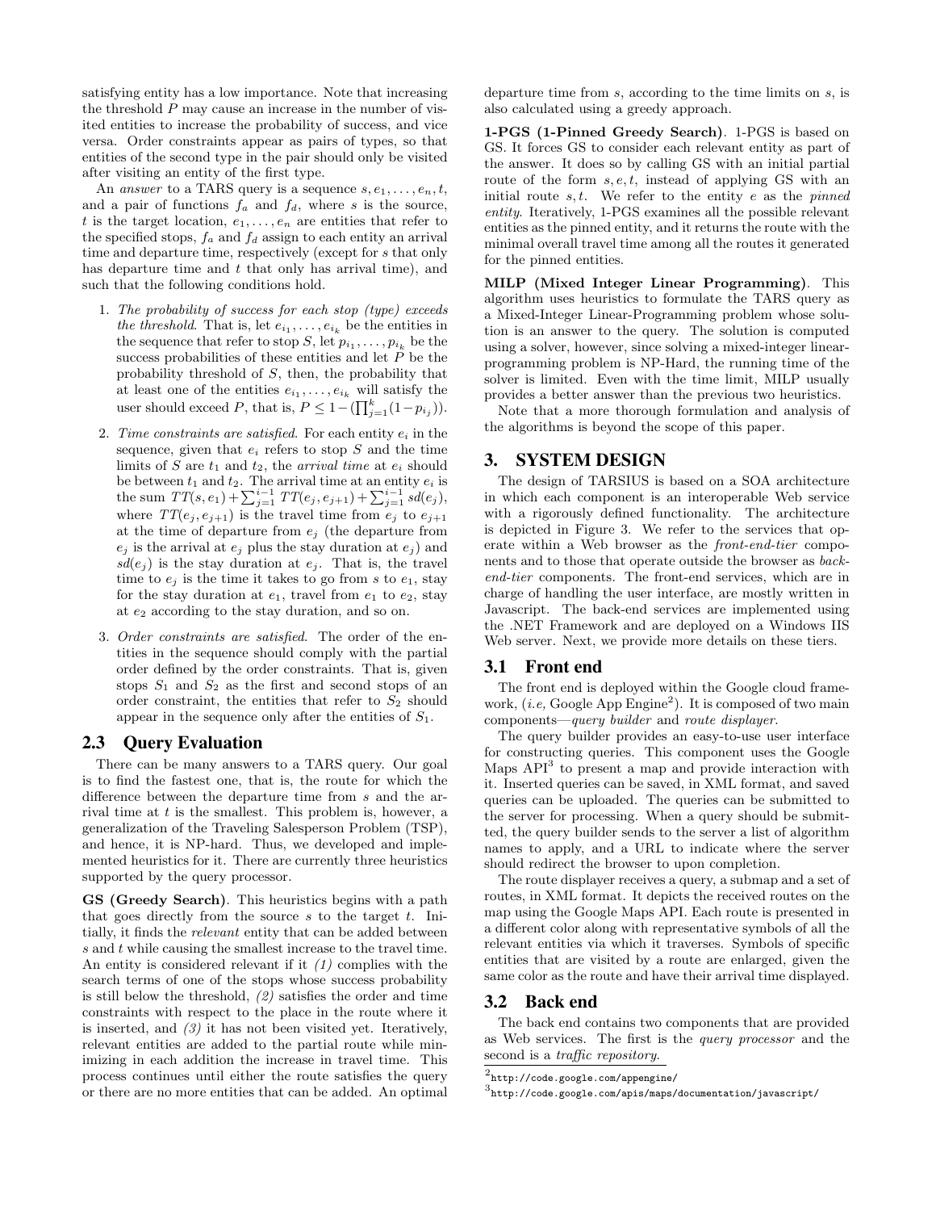satisfying entity has a low importance. Note that increasing the threshold $P$ may cause an increase in the number of visited entities to increase the probability of success, and vice versa. Order constraints appear as pairs of types, so that entities of the second type in the pair should only be visited after visiting an entity of the first type.

An *answer* to a TARS query is a sequence $s, e_1, \ldots, e_n, t$, and a pair of functions $f_a$ and $f_d$, where $s$ is the source, $t$ is the target location, $e_1, \ldots, e_n$ are entities that refer to the specified stops, $f_a$ and $f_d$ assign to each entity an arrival time and departure time, respectively (except for $s$ that only has departure time and $t$ that only has arrival time), and such that the following conditions hold.

1. *The probability of success for each stop (type) exceeds the threshold*. That is, let $e_{i_1}, \ldots, e_{i_k}$ be the entities in the sequence that refer to stop $S$, let $p_{i_1}, \ldots, p_{i_k}$ be the success probabilities of these entities and let $P$ be the probability threshold of $S$, then, the probability that at least one of the entities $e_{i_1}, \ldots, e_{i_k}$ will satisfy the user should exceed $P$, that is, $P \leq 1 - (\prod_{j=1}^{k}(1 - p_{i_j}))$.
2. *Time constraints are satisfied*. For each entity $e_i$ in the sequence, given that $e_i$ refers to stop $S$ and the time limits of $S$ are $t_1$ and $t_2$, the *arrival time* at $e_i$ should be between $t_1$ and $t_2$. The arrival time at an entity $e_i$ is the sum $TT(s, e_1) + \sum_{j=1}^{i-1} TT(e_j, e_{j+1}) + \sum_{j=1}^{i-1} sd(e_j)$, where $TT(e_j, e_{j+1})$ is the travel time from $e_j$ to $e_{j+1}$ at the time of departure from $e_j$ (the departure from $e_j$ is the arrival at $e_j$ plus the stay duration at $e_j$) and $sd(e_j)$ is the stay duration at $e_j$. That is, the travel time to $e_j$ is the time it takes to go from $s$ to $e_1$, stay for the stay duration at $e_1$, travel from $e_1$ to $e_2$, stay at $e_2$ according to the stay duration, and so on.
3. *Order constraints are satisfied*. The order of the entities in the sequence should comply with the partial order defined by the order constraints. That is, given stops $S_1$ and $S_2$ as the first and second stops of an order constraint, the entities that refer to $S_2$ should appear in the sequence only after the entities of $S_1$.

## 2.3 Query Evaluation

There can be many answers to a TARS query. Our goal is to find the fastest one, that is, the route for which the difference between the departure time from $s$ and the arrival time at $t$ is the smallest. This problem is, however, a generalization of the Traveling Salesperson Problem (TSP), and hence, it is NP-hard. Thus, we developed and implemented heuristics for it. There are currently three heuristics supported by the query processor.

**GS (Greedy Search)**. This heuristics begins with a path that goes directly from the source $s$ to the target $t$. Initially, it finds the *relevant* entity that can be added between $s$ and $t$ while causing the smallest increase to the travel time. An entity is considered relevant if it *(1)* complies with the search terms of one of the stops whose success probability is still below the threshold, *(2)* satisfies the order and time constraints with respect to the place in the route where it is inserted, and *(3)* it has not been visited yet. Iteratively, relevant entities are added to the partial route while minimizing in each addition the increase in travel time. This process continues until either the route satisfies the query or there are no more entities that can be added. An optimal departure time from $s$, according to the time limits on $s$, is also calculated using a greedy approach.

**1-PGS (1-Pinned Greedy Search)**. 1-PGS is based on GS. It forces GS to consider each relevant entity as part of the answer. It does so by calling GS with an initial partial route of the form $s, e, t$, instead of applying GS with an initial route $s, t$. We refer to the entity $e$ as the *pinned entity*. Iteratively, 1-PGS examines all the possible relevant entities as the pinned entity, and it returns the route with the minimal overall travel time among all the routes it generated for the pinned entities.

**MILP (Mixed Integer Linear Programming)**. This algorithm uses heuristics to formulate the TARS query as a Mixed-Integer Linear-Programming problem whose solution is an answer to the query. The solution is computed using a solver, however, since solving a mixed-integer linear-programming problem is NP-Hard, the running time of the solver is limited. Even with the time limit, MILP usually provides a better answer than the previous two heuristics.

Note that a more thorough formulation and analysis of the algorithms is beyond the scope of this paper.

# 3. SYSTEM DESIGN

The design of TARSIUS is based on a SOA architecture in which each component is an interoperable Web service with a rigorously defined functionality. The architecture is depicted in Figure 3. We refer to the services that operate within a Web browser as the *front-end-tier* components and to those that operate outside the browser as *back-end-tier* components. The front-end services, which are in charge of handling the user interface, are mostly written in Javascript. The back-end services are implemented using the .NET Framework and are deployed on a Windows IIS Web server. Next, we provide more details on these tiers.

## 3.1 Front end

The front end is deployed within the Google cloud framework, (*i.e,* Google App Engine[2]). It is composed of two main components—*query builder* and *route displayer*.

The query builder provides an easy-to-use user interface for constructing queries. This component uses the Google Maps API[3] to present a map and provide interaction with it. Inserted queries can be saved, in XML format, and saved queries can be uploaded. The queries can be submitted to the server for processing. When a query should be submitted, the query builder sends to the server a list of algorithm names to apply, and a URL to indicate where the server should redirect the browser to upon completion.

The route displayer receives a query, a submap and a set of routes, in XML format. It depicts the received routes on the map using the Google Maps API. Each route is presented in a different color along with representative symbols of all the relevant entities via which it traverses. Symbols of specific entities that are visited by a route are enlarged, given the same color as the route and have their arrival time displayed.

## 3.2 Back end

The back end contains two components that are provided as Web services. The first is the *query processor* and the second is a *traffic repository*.

[2] http://code.google.com/appengine/

[3] http://code.google.com/apis/maps/documentation/javascript/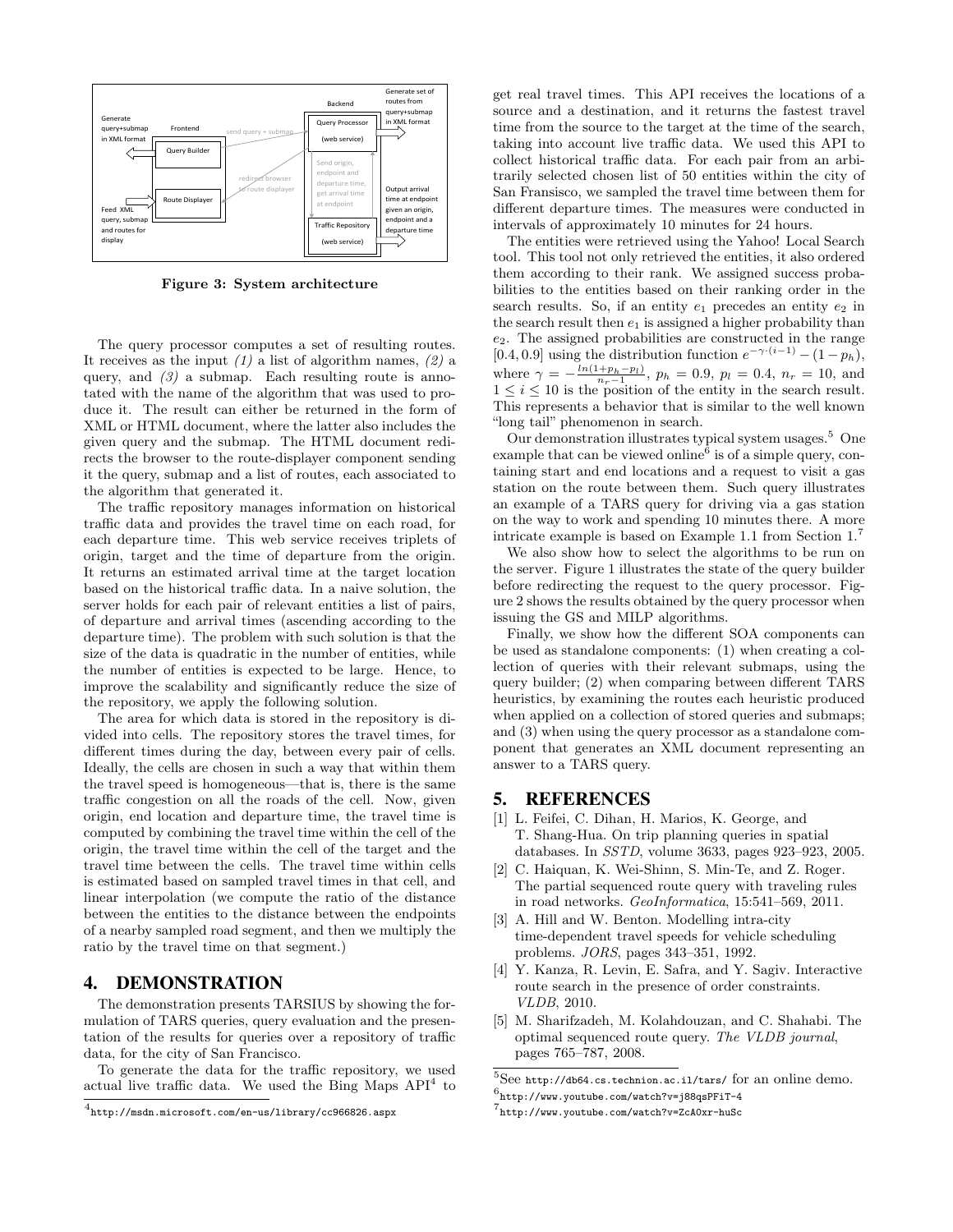Backend

Generate set of routes from query+submap in XML format

Generate query+submap in XML format

Frontend

send query + submap

Query Processor

(web service)

Query Builder

Send origin, endpoint and departure time, get arrival time at endpoint

redirect browser to route displayer

Output arrival time at endpoint given an origin, endpoint and a departure time

Route Displayer

Feed XML query, submap and routes for display

Traffic Repository

(web service)

**Figure 3: System architecture**

The query processor computes a set of resulting routes. It receives as the input *(1)* a list of algorithm names, *(2)* a query, and *(3)* a submap. Each resulting route is annotated with the name of the algorithm that was used to produce it. The result can either be returned in the form of XML or HTML document, where the latter also includes the given query and the submap. The HTML document redirects the browser to the route-displayer component sending it the query, submap and a list of routes, each associated to the algorithm that generated it.

The traffic repository manages information on historical traffic data and provides the travel time on each road, for each departure time. This web service receives triplets of origin, target and the time of departure from the origin. It returns an estimated arrival time at the target location based on the historical traffic data. In a naive solution, the server holds for each pair of relevant entities a list of pairs, of departure and arrival times (ascending according to the departure time). The problem with such solution is that the size of the data is quadratic in the number of entities, while the number of entities is expected to be large. Hence, to improve the scalability and significantly reduce the size of the repository, we apply the following solution.

The area for which data is stored in the repository is divided into cells. The repository stores the travel times, for different times during the day, between every pair of cells. Ideally, the cells are chosen in such a way that within them the travel speed is homogeneous—that is, there is the same traffic congestion on all the roads of the cell. Now, given origin, end location and departure time, the travel time is computed by combining the travel time within the cell of the origin, the travel time within the cell of the target and the travel time between the cells. The travel time within cells is estimated based on sampled travel times in that cell, and linear interpolation (we compute the ratio of the distance between the entities to the distance between the endpoints of a nearby sampled road segment, and then we multiply the ratio by the travel time on that segment.)

## 4. DEMONSTRATION

The demonstration presents TARSIUS by showing the formulation of TARS queries, query evaluation and the presentation of the results for queries over a repository of traffic data, for the city of San Francisco.

To generate the data for the traffic repository, we used actual live traffic data. We used the Bing Maps API[4] to get real travel times. This API receives the locations of a source and a destination, and it returns the fastest travel time from the source to the target at the time of the search, taking into account live traffic data. We used this API to collect historical traffic data. For each pair from an arbitrarily selected chosen list of 50 entities within the city of San Fransisco, we sampled the travel time between them for different departure times. The measures were conducted in intervals of approximately 10 minutes for 24 hours.

The entities were retrieved using the Yahoo! Local Search tool. This tool not only retrieved the entities, it also ordered them according to their rank. We assigned success probabilities to the entities based on their ranking order in the search results. So, if an entity $e_1$ precedes an entity $e_2$ in the search result then $e_1$ is assigned a higher probability than $e_2$. The assigned probabilities are constructed in the range $[0.4, 0.9]$ using the distribution function $e^{-\gamma\cdot(i-1)} - (1-p_h)$, where $\gamma = -\frac{ln(1+p_h-p_l)}{n_r-1}$, $p_h = 0.9$, $p_l = 0.4$, $n_r = 10$, and $1 \leq i \leq 10$ is the position of the entity in the search result. This represents a behavior that is similar to the well known "long tail" phenomenon in search.

Our demonstration illustrates typical system usages.[5] One example that can be viewed online[6] is of a simple query, containing start and end locations and a request to visit a gas station on the route between them. Such query illustrates an example of a TARS query for driving via a gas station on the way to work and spending 10 minutes there. A more intricate example is based on Example 1.1 from Section 1.[7]

We also show how to select the algorithms to be run on the server. Figure 1 illustrates the state of the query builder before redirecting the request to the query processor. Figure 2 shows the results obtained by the query processor when issuing the GS and MILP algorithms.

Finally, we show how the different SOA components can be used as standalone components: (1) when creating a collection of queries with their relevant submaps, using the query builder; (2) when comparing between different TARS heuristics, by examining the routes each heuristic produced when applied on a collection of stored queries and submaps; and (3) when using the query processor as a standalone component that generates an XML document representing an answer to a TARS query.

## 5. REFERENCES

[1] L. Feifei, C. Dihan, H. Marios, K. George, and T. Shang-Hua. On trip planning queries in spatial databases. In *SSTD*, volume 3633, pages 923–923, 2005.

[2] C. Haiquan, K. Wei-Shinn, S. Min-Te, and Z. Roger. The partial sequenced route query with traveling rules in road networks. *GeoInformatica*, 15:541–569, 2011.

[3] A. Hill and W. Benton. Modelling intra-city time-dependent travel speeds for vehicle scheduling problems. *JORS*, pages 343–351, 1992.

[4] Y. Kanza, R. Levin, E. Safra, and Y. Sagiv. Interactive route search in the presence of order constraints. *VLDB*, 2010.

[5] M. Sharifzadeh, M. Kolahdouzan, and C. Shahabi. The optimal sequenced route query. *The VLDB journal*, pages 765–787, 2008.

[4] http://msdn.microsoft.com/en-us/library/cc966826.aspx

[5] See http://db64.cs.technion.ac.il/tars/ for an online demo.

[6] http://www.youtube.com/watch?v=j88qsPFiT-4

[7] http://www.youtube.com/watch?v=ZcA0xr-huSc